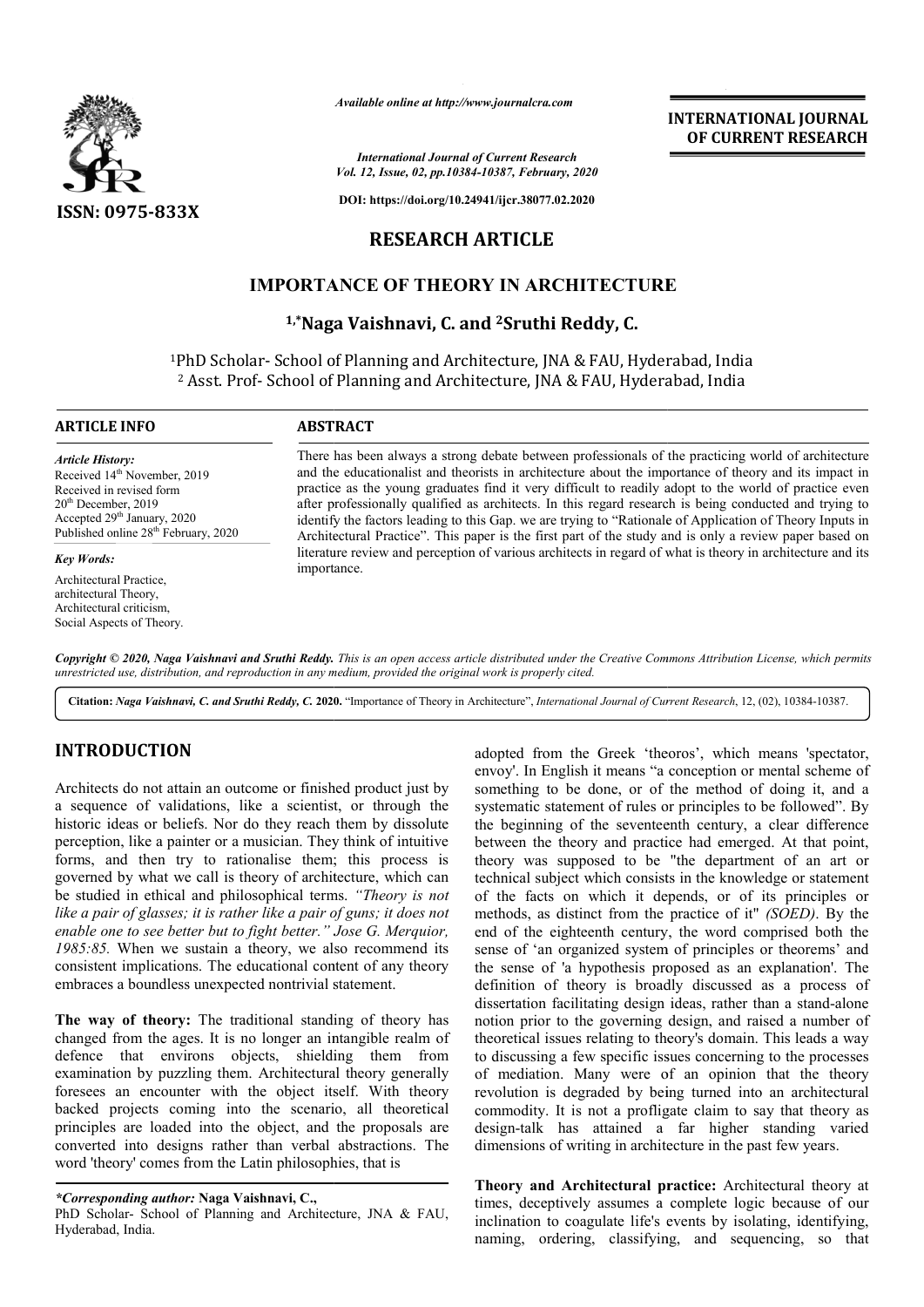# RESEARCH ARTICLE

# IMPORTANCE OF THEORY IN ARCHITECTURE

**[1,*]Naga Vaishnavi, C. and [2]Sruthi Reddy, C.**

[1]PhD Scholar- School of Planning and Architecture, JNA & FAU, Hyderabad, India
[2] Asst. Prof- School of Planning and Architecture, JNA & FAU, Hyderabad, India

## ARTICLE INFO

*Article History:*
Received 14th November, 2019
Received in revised form
20th December, 2019
Accepted 29th January, 2020
Published online 28th February, 2020

*Key Words:*
Architectural Practice,
architectural Theory,
Architectural criticism,
Social Aspects of Theory.

## ABSTRACT

There has been always a strong debate between professionals of the practicing world of architecture and the educationalist and theorists in architecture about the importance of theory and its impact in practice as the young graduates find it very difficult to readily adopt to the world of practice even after professionally qualified as architects. In this regard research is being conducted and trying to identify the factors leading to this Gap. we are trying to "Rationale of Application of Theory Inputs in Architectural Practice". This paper is the first part of the study and is only a review paper based on literature review and perception of various architects in regard of what is theory in architecture and its importance.

*Copyright © 2020, Naga Vaishnavi and Sruthi Reddy. This is an open access article distributed under the Creative Commons Attribution License, which permits unrestricted use, distribution, and reproduction in any medium, provided the original work is properly cited.*

**Citation:** *Naga Vaishnavi, C. and Sruthi Reddy, C.* **2020.** "Importance of Theory in Architecture", *International Journal of Current Research*, 12, (02), 10384-10387.

## INTRODUCTION

Architects do not attain an outcome or finished product just by a sequence of validations, like a scientist, or through the historic ideas or beliefs. Nor do they reach them by dissolute perception, like a painter or a musician. They think of intuitive forms, and then try to rationalise them; this process is governed by what we call is theory of architecture, which can be studied in ethical and philosophical terms. *"Theory is not like a pair of glasses; it is rather like a pair of guns; it does not enable one to see better but to fight better." Jose G. Merquior, 1985:85.* When we sustain a theory, we also recommend its consistent implications. The educational content of any theory embraces a boundless unexpected nontrivial statement.

**The way of theory:** The traditional standing of theory has changed from the ages. It is no longer an intangible realm of defence that environs objects, shielding them from examination by puzzling them. Architectural theory generally foresees an encounter with the object itself. With theory backed projects coming into the scenario, all theoretical principles are loaded into the object, and the proposals are converted into designs rather than verbal abstractions. The word 'theory' comes from the Latin philosophies, that is adopted from the Greek 'theoros', which means 'spectator, envoy'. In English it means "a conception or mental scheme of something to be done, or of the method of doing it, and a systematic statement of rules or principles to be followed". By the beginning of the seventeenth century, a clear difference between the theory and practice had emerged. At that point, theory was supposed to be "the department of an art or technical subject which consists in the knowledge or statement of the facts on which it depends, or of its principles or methods, as distinct from the practice of it" *(SOED)*. By the end of the eighteenth century, the word comprised both the sense of 'an organized system of principles or theorems' and the sense of 'a hypothesis proposed as an explanation'. The definition of theory is broadly discussed as a process of dissertation facilitating design ideas, rather than a stand-alone notion prior to the governing design, and raised a number of theoretical issues relating to theory's domain. This leads a way to discussing a few specific issues concerning to the processes of mediation. Many were of an opinion that the theory revolution is degraded by being turned into an architectural commodity. It is not a profligate claim to say that theory as design-talk has attained a far higher standing varied dimensions of writing in architecture in the past few years.

**Theory and Architectural practice:** Architectural theory at times, deceptively assumes a complete logic because of our inclination to coagulate life's events by isolating, identifying, naming, ordering, classifying, and sequencing, so that

*\*Corresponding author:* **Naga Vaishnavi, C.,**
PhD Scholar- School of Planning and Architecture, JNA & FAU, Hyderabad, India.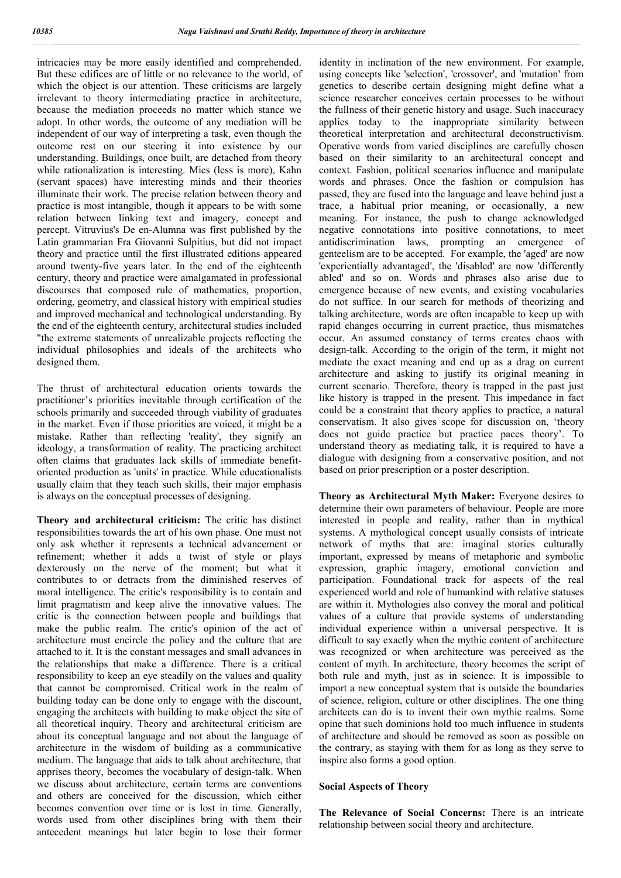intricacies may be more easily identified and comprehended. But these edifices are of little or no relevance to the world, of which the object is our attention. These criticisms are largely irrelevant to theory intermediating practice in architecture, because the mediation proceeds no matter which stance we adopt. In other words, the outcome of any mediation will be independent of our way of interpreting a task, even though the outcome rest on our steering it into existence by our understanding. Buildings, once built, are detached from theory while rationalization is interesting. Mies (less is more), Kahn (servant spaces) have interesting minds and their theories illuminate their work. The precise relation between theory and practice is most intangible, though it appears to be with some relation between linking text and imagery, concept and percept. Vitruvius's De en-Alumna was first published by the Latin grammarian Fra Giovanni Sulpitius, but did not impact theory and practice until the first illustrated editions appeared around twenty-five years later. In the end of the eighteenth century, theory and practice were amalgamated in professional discourses that composed rule of mathematics, proportion, ordering, geometry, and classical history with empirical studies and improved mechanical and technological understanding. By the end of the eighteenth century, architectural studies included "the extreme statements of unrealizable projects reflecting the individual philosophies and ideals of the architects who designed them.

The thrust of architectural education orients towards the practitioner's priorities inevitable through certification of the schools primarily and succeeded through viability of graduates in the market. Even if those priorities are voiced, it might be a mistake. Rather than reflecting 'reality', they signify an ideology, a transformation of reality. The practicing architect often claims that graduates lack skills of immediate benefit-oriented production as 'units' in practice. While educationalists usually claim that they teach such skills, their major emphasis is always on the conceptual processes of designing.

**Theory and architectural criticism:** The critic has distinct responsibilities towards the art of his own phase. One must not only ask whether it represents a technical advancement or refinement; whether it adds a twist of style or plays dexterously on the nerve of the moment; but what it contributes to or detracts from the diminished reserves of moral intelligence. The critic's responsibility is to contain and limit pragmatism and keep alive the innovative values. The critic is the connection between people and buildings that make the public realm. The critic's opinion of the act of architecture must encircle the policy and the culture that are attached to it. It is the constant messages and small advances in the relationships that make a difference. There is a critical responsibility to keep an eye steadily on the values and quality that cannot be compromised. Critical work in the realm of building today can be done only to engage with the discount, engaging the architects with building to make object the site of all theoretical inquiry. Theory and architectural criticism are about its conceptual language and not about the language of architecture in the wisdom of building as a communicative medium. The language that aids to talk about architecture, that apprises theory, becomes the vocabulary of design-talk. When we discuss about architecture, certain terms are conventions and others are conceived for the discussion, which either becomes convention over time or is lost in time. Generally, words used from other disciplines bring with them their antecedent meanings but later begin to lose their former identity in inclination of the new environment. For example, using concepts like 'selection', 'crossover', and 'mutation' from genetics to describe certain designing might define what a science researcher conceives certain processes to be without the fullness of their genetic history and usage. Such inaccuracy applies today to the inappropriate similarity between theoretical interpretation and architectural deconstructivism. Operative words from varied disciplines are carefully chosen based on their similarity to an architectural concept and context. Fashion, political scenarios influence and manipulate words and phrases. Once the fashion or compulsion has passed, they are fused into the language and leave behind just a trace, a habitual prior meaning, or occasionally, a new meaning. For instance, the push to change acknowledged negative connotations into positive connotations, to meet antidiscrimination laws, prompting an emergence of genteelism are to be accepted. For example, the 'aged' are now 'experientially advantaged', the 'disabled' are now 'differently abled' and so on. Words and phrases also arise due to emergence because of new events, and existing vocabularies do not suffice. In our search for methods of theorizing and talking architecture, words are often incapable to keep up with rapid changes occurring in current practice, thus mismatches occur. An assumed constancy of terms creates chaos with design-talk. According to the origin of the term, it might not mediate the exact meaning and end up as a drag on current architecture and asking to justify its original meaning in current scenario. Therefore, theory is trapped in the past just like history is trapped in the present. This impedance in fact could be a constraint that theory applies to practice, a natural conservatism. It also gives scope for discussion on, 'theory does not guide practice but practice paces theory'. To understand theory as mediating talk, it is required to have a dialogue with designing from a conservative position, and not based on prior prescription or a poster description.

**Theory as Architectural Myth Maker:** Everyone desires to determine their own parameters of behaviour. People are more interested in people and reality, rather than in mythical systems. A mythological concept usually consists of intricate network of myths that are: imaginal stories culturally important, expressed by means of metaphoric and symbolic expression, graphic imagery, emotional conviction and participation. Foundational track for aspects of the real experienced world and role of humankind with relative statuses are within it. Mythologies also convey the moral and political values of a culture that provide systems of understanding individual experience within a universal perspective. It is difficult to say exactly when the mythic content of architecture was recognized or when architecture was perceived as the content of myth. In architecture, theory becomes the script of both rule and myth, just as in science. It is impossible to import a new conceptual system that is outside the boundaries of science, religion, culture or other disciplines. The one thing architects can do is to invent their own mythic realms. Some opine that such dominions hold too much influence in students of architecture and should be removed as soon as possible on the contrary, as staying with them for as long as they serve to inspire also forms a good option.

## Social Aspects of Theory

**The Relevance of Social Concerns:** There is an intricate relationship between social theory and architecture.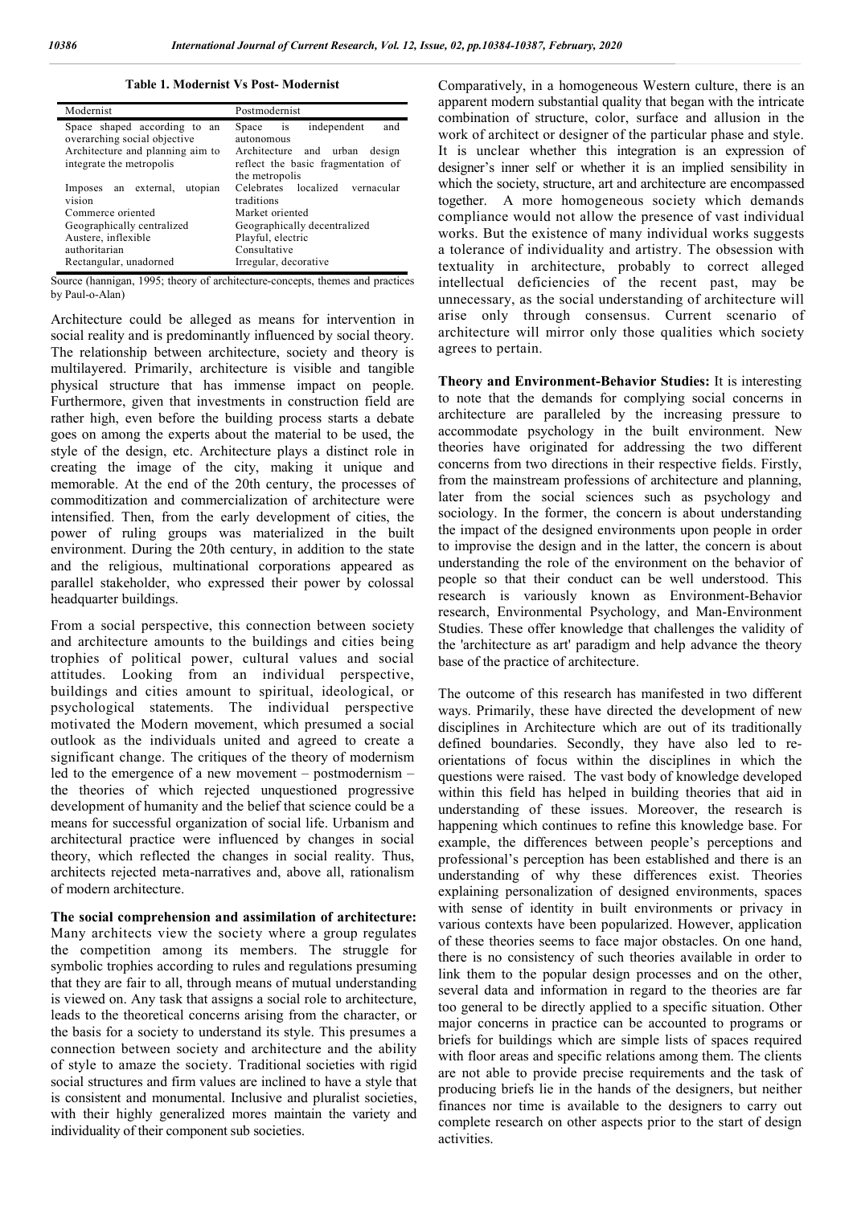**Table 1. Modernist Vs Post- Modernist**

| Modernist | Postmodernist |
|---|---|
| Space shaped according to an overarching social objective | Space is independent and autonomous |
| Architecture and planning aim to integrate the metropolis | Architecture and urban design reflect the basic fragmentation of the metropolis |
| Imposes an external, utopian vision | Celebrates localized vernacular traditions |
| Commerce oriented | Market oriented |
| Geographically centralized | Geographically decentralized |
| Austere, inflexible | Playful, electric |
| authoritarian | Consultative |
| Rectangular, unadorned | Irregular, decorative |

Source (hannigan, 1995; theory of architecture-concepts, themes and practices by Paul-o-Alan)

Architecture could be alleged as means for intervention in social reality and is predominantly influenced by social theory. The relationship between architecture, society and theory is multilayered. Primarily, architecture is visible and tangible physical structure that has immense impact on people. Furthermore, given that investments in construction field are rather high, even before the building process starts a debate goes on among the experts about the material to be used, the style of the design, etc. Architecture plays a distinct role in creating the image of the city, making it unique and memorable. At the end of the 20th century, the processes of commoditization and commercialization of architecture were intensified. Then, from the early development of cities, the power of ruling groups was materialized in the built environment. During the 20th century, in addition to the state and the religious, multinational corporations appeared as parallel stakeholder, who expressed their power by colossal headquarter buildings.

From a social perspective, this connection between society and architecture amounts to the buildings and cities being trophies of political power, cultural values and social attitudes. Looking from an individual perspective, buildings and cities amount to spiritual, ideological, or psychological statements. The individual perspective motivated the Modern movement, which presumed a social outlook as the individuals united and agreed to create a significant change. The critiques of the theory of modernism led to the emergence of a new movement – postmodernism – the theories of which rejected unquestioned progressive development of humanity and the belief that science could be a means for successful organization of social life. Urbanism and architectural practice were influenced by changes in social theory, which reflected the changes in social reality. Thus, architects rejected meta-narratives and, above all, rationalism of modern architecture.

**The social comprehension and assimilation of architecture:** Many architects view the society where a group regulates the competition among its members. The struggle for symbolic trophies according to rules and regulations presuming that they are fair to all, through means of mutual understanding is viewed on. Any task that assigns a social role to architecture, leads to the theoretical concerns arising from the character, or the basis for a society to understand its style. This presumes a connection between society and architecture and the ability of style to amaze the society. Traditional societies with rigid social structures and firm values are inclined to have a style that is consistent and monumental. Inclusive and pluralist societies, with their highly generalized mores maintain the variety and individuality of their component sub societies.

Comparatively, in a homogeneous Western culture, there is an apparent modern substantial quality that began with the intricate combination of structure, color, surface and allusion in the work of architect or designer of the particular phase and style. It is unclear whether this integration is an expression of designer's inner self or whether it is an implied sensibility in which the society, structure, art and architecture are encompassed together. A more homogeneous society which demands compliance would not allow the presence of vast individual works. But the existence of many individual works suggests a tolerance of individuality and artistry. The obsession with textuality in architecture, probably to correct alleged intellectual deficiencies of the recent past, may be unnecessary, as the social understanding of architecture will arise only through consensus. Current scenario of architecture will mirror only those qualities which society agrees to pertain.

**Theory and Environment-Behavior Studies:** It is interesting to note that the demands for complying social concerns in architecture are paralleled by the increasing pressure to accommodate psychology in the built environment. New theories have originated for addressing the two different concerns from two directions in their respective fields. Firstly, from the mainstream professions of architecture and planning, later from the social sciences such as psychology and sociology. In the former, the concern is about understanding the impact of the designed environments upon people in order to improvise the design and in the latter, the concern is about understanding the role of the environment on the behavior of people so that their conduct can be well understood. This research is variously known as Environment-Behavior Studies, Environmental Psychology, and Man-Environment Studies. These offer knowledge that challenges the validity of the 'architecture as art' paradigm and help advance the theory base of the practice of architecture.

The outcome of this research has manifested in two different ways. Primarily, these have directed the development of new disciplines in Architecture which are out of its traditionally defined boundaries. Secondly, they have also led to re-orientations of focus within the disciplines in which the questions were raised. The vast body of knowledge developed within this field has helped in building theories that aid in understanding of these issues. Moreover, the research is happening which continues to refine this knowledge base. For example, the differences between people's perceptions and professional's perception has been established and there is an understanding of why these differences exist. Theories explaining personalization of designed environments, spaces with sense of identity in built environments or privacy in various contexts have been popularized. However, application of these theories seems to face major obstacles. On one hand, there is no consistency of such theories available in order to link them to the popular design processes and on the other, several data and information in regard to the theories are far too general to be directly applied to a specific situation. Other major concerns in practice can be accounted to programs or briefs for buildings which are simple lists of spaces required with floor areas and specific relations among them. The clients are not able to provide precise requirements and the task of producing briefs lie in the hands of the designers, but neither finances nor time is available to the designers to carry out complete research on other aspects prior to the start of design activities.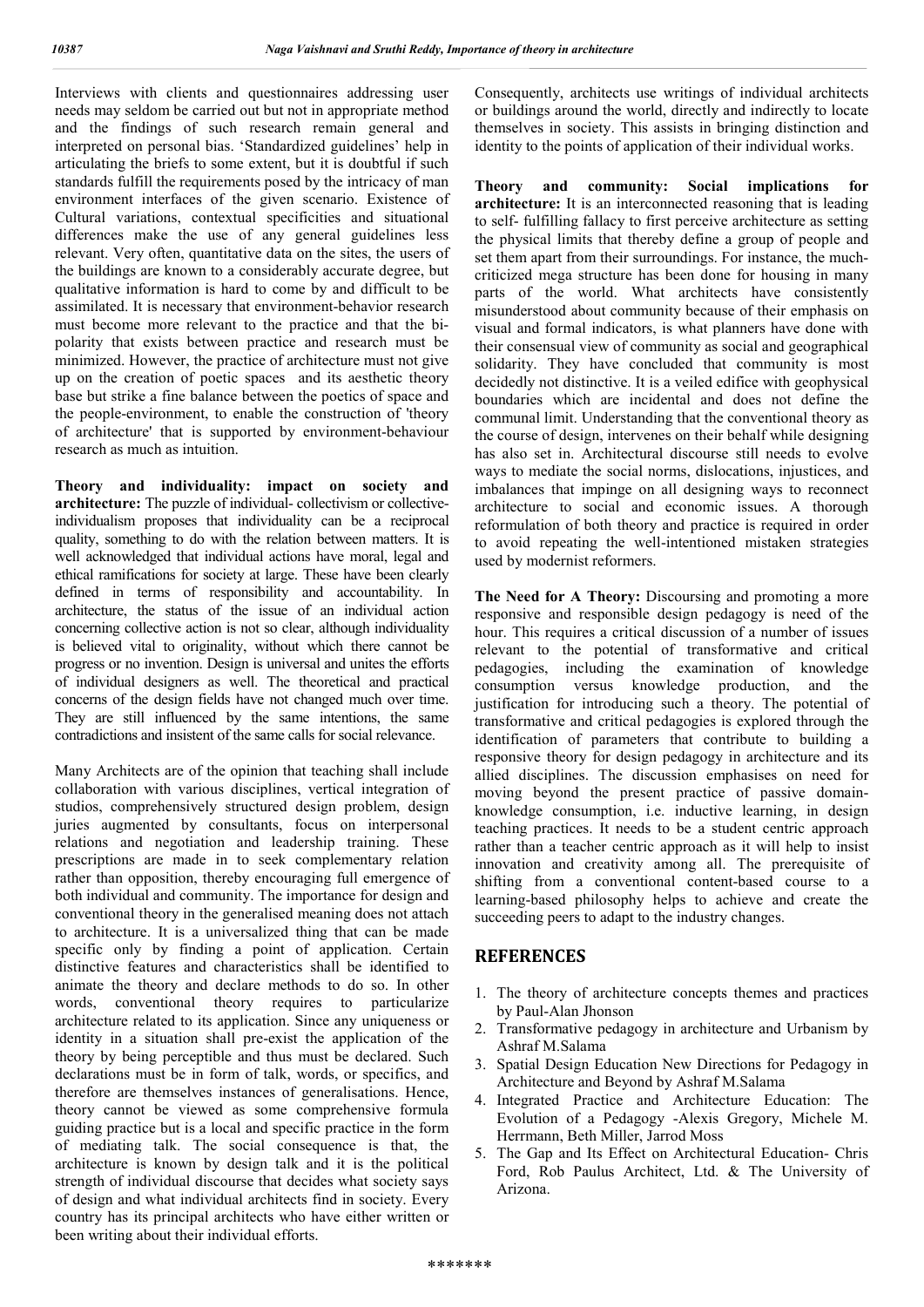Interviews with clients and questionnaires addressing user needs may seldom be carried out but not in appropriate method and the findings of such research remain general and interpreted on personal bias. 'Standardized guidelines' help in articulating the briefs to some extent, but it is doubtful if such standards fulfill the requirements posed by the intricacy of man environment interfaces of the given scenario. Existence of Cultural variations, contextual specificities and situational differences make the use of any general guidelines less relevant. Very often, quantitative data on the sites, the users of the buildings are known to a considerably accurate degree, but qualitative information is hard to come by and difficult to be assimilated. It is necessary that environment-behavior research must become more relevant to the practice and that the bi-polarity that exists between practice and research must be minimized. However, the practice of architecture must not give up on the creation of poetic spaces and its aesthetic theory base but strike a fine balance between the poetics of space and the people-environment, to enable the construction of 'theory of architecture' that is supported by environment-behaviour research as much as intuition.

**Theory and individuality: impact on society and architecture:** The puzzle of individual- collectivism or collective-individualism proposes that individuality can be a reciprocal quality, something to do with the relation between matters. It is well acknowledged that individual actions have moral, legal and ethical ramifications for society at large. These have been clearly defined in terms of responsibility and accountability. In architecture, the status of the issue of an individual action concerning collective action is not so clear, although individuality is believed vital to originality, without which there cannot be progress or no invention. Design is universal and unites the efforts of individual designers as well. The theoretical and practical concerns of the design fields have not changed much over time. They are still influenced by the same intentions, the same contradictions and insistent of the same calls for social relevance.

Many Architects are of the opinion that teaching shall include collaboration with various disciplines, vertical integration of studios, comprehensively structured design problem, design juries augmented by consultants, focus on interpersonal relations and negotiation and leadership training. These prescriptions are made in to seek complementary relation rather than opposition, thereby encouraging full emergence of both individual and community. The importance for design and conventional theory in the generalised meaning does not attach to architecture. It is a universalized thing that can be made specific only by finding a point of application. Certain distinctive features and characteristics shall be identified to animate the theory and declare methods to do so. In other words, conventional theory requires to particularize architecture related to its application. Since any uniqueness or identity in a situation shall pre-exist the application of the theory by being perceptible and thus must be declared. Such declarations must be in form of talk, words, or specifics, and therefore are themselves instances of generalisations. Hence, theory cannot be viewed as some comprehensive formula guiding practice but is a local and specific practice in the form of mediating talk. The social consequence is that, the architecture is known by design talk and it is the political strength of individual discourse that decides what society says of design and what individual architects find in society. Every country has its principal architects who have either written or been writing about their individual efforts. Consequently, architects use writings of individual architects or buildings around the world, directly and indirectly to locate themselves in society. This assists in bringing distinction and identity to the points of application of their individual works.

**Theory and community: Social implications for architecture:** It is an interconnected reasoning that is leading to self- fulfilling fallacy to first perceive architecture as setting the physical limits that thereby define a group of people and set them apart from their surroundings. For instance, the much-criticized mega structure has been done for housing in many parts of the world. What architects have consistently misunderstood about community because of their emphasis on visual and formal indicators, is what planners have done with their consensual view of community as social and geographical solidarity. They have concluded that community is most decidedly not distinctive. It is a veiled edifice with geophysical boundaries which are incidental and does not define the communal limit. Understanding that the conventional theory as the course of design, intervenes on their behalf while designing has also set in. Architectural discourse still needs to evolve ways to mediate the social norms, dislocations, injustices, and imbalances that impinge on all designing ways to reconnect architecture to social and economic issues. A thorough reformulation of both theory and practice is required in order to avoid repeating the well-intentioned mistaken strategies used by modernist reformers.

**The Need for A Theory:** Discoursing and promoting a more responsive and responsible design pedagogy is need of the hour. This requires a critical discussion of a number of issues relevant to the potential of transformative and critical pedagogies, including the examination of knowledge consumption versus knowledge production, and the justification for introducing such a theory. The potential of transformative and critical pedagogies is explored through the identification of parameters that contribute to building a responsive theory for design pedagogy in architecture and its allied disciplines. The discussion emphasises on need for moving beyond the present practice of passive domain-knowledge consumption, i.e. inductive learning, in design teaching practices. It needs to be a student centric approach rather than a teacher centric approach as it will help to insist innovation and creativity among all. The prerequisite of shifting from a conventional content-based course to a learning-based philosophy helps to achieve and create the succeeding peers to adapt to the industry changes.

## REFERENCES

1. The theory of architecture concepts themes and practices by Paul-Alan Jhonson
2. Transformative pedagogy in architecture and Urbanism by Ashraf M.Salama
3. Spatial Design Education New Directions for Pedagogy in Architecture and Beyond by Ashraf M.Salama
4. Integrated Practice and Architecture Education: The Evolution of a Pedagogy -Alexis Gregory, Michele M. Herrmann, Beth Miller, Jarrod Moss
5. The Gap and Its Effect on Architectural Education- Chris Ford, Rob Paulus Architect, Ltd. & The University of Arizona.

*******